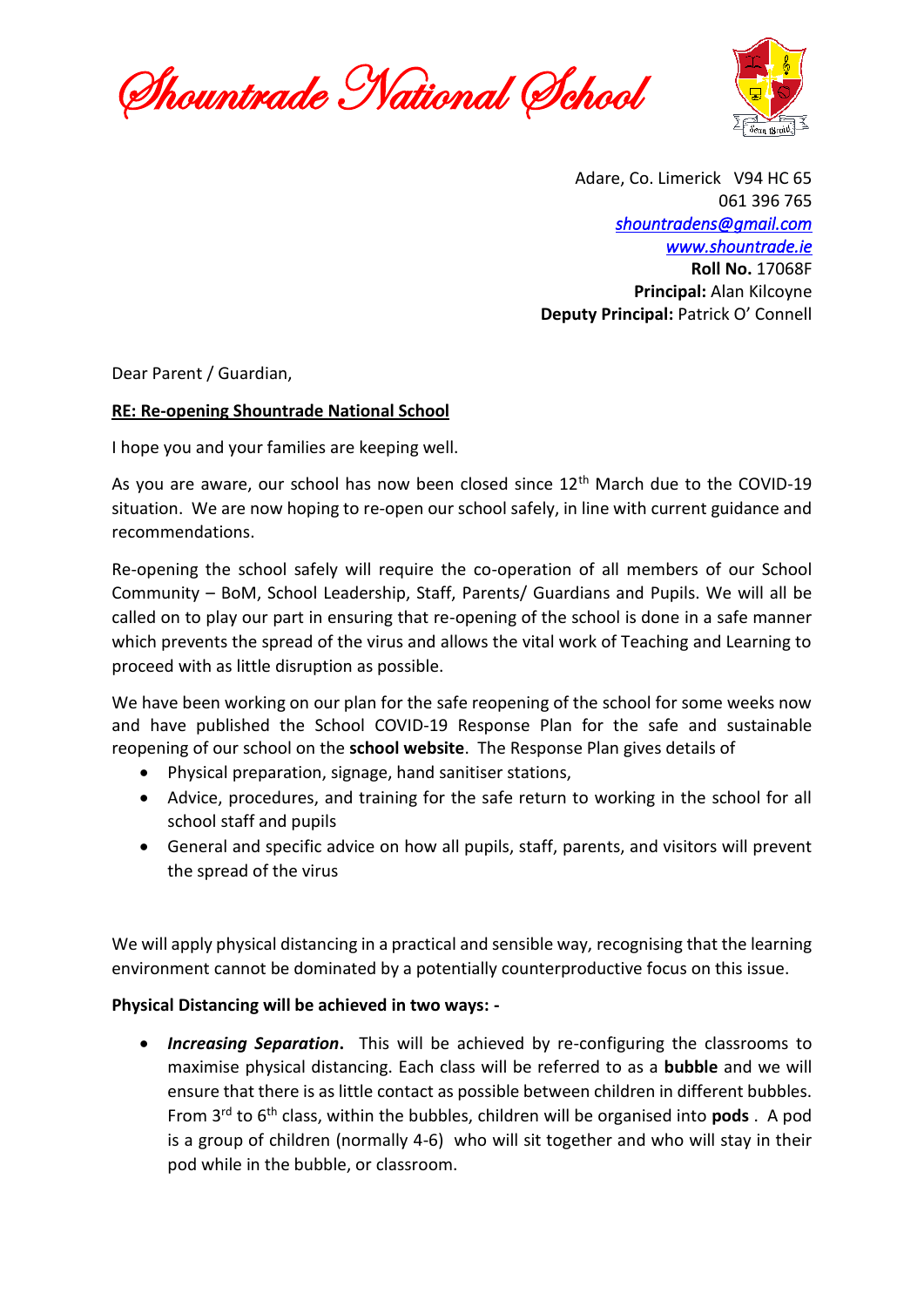# Shountrade National School

Adare, Co. Limerick V94 HC 65
061 396 765
*shountradens@gmail.com*
*www.shountrade.ie*
**Roll No.** 17068F
**Principal:** Alan Kilcoyne
**Deputy Principal:** Patrick O' Connell

Dear Parent / Guardian,

**RE: Re-opening Shountrade National School**

I hope you and your families are keeping well.

As you are aware, our school has now been closed since 12th March due to the COVID-19 situation. We are now hoping to re-open our school safely, in line with current guidance and recommendations.

Re-opening the school safely will require the co-operation of all members of our School Community – BoM, School Leadership, Staff, Parents/ Guardians and Pupils. We will all be called on to play our part in ensuring that re-opening of the school is done in a safe manner which prevents the spread of the virus and allows the vital work of Teaching and Learning to proceed with as little disruption as possible.

We have been working on our plan for the safe reopening of the school for some weeks now and have published the School COVID-19 Response Plan for the safe and sustainable reopening of our school on the **school website**. The Response Plan gives details of

- Physical preparation, signage, hand sanitiser stations,
- Advice, procedures, and training for the safe return to working in the school for all school staff and pupils
- General and specific advice on how all pupils, staff, parents, and visitors will prevent the spread of the virus

We will apply physical distancing in a practical and sensible way, recognising that the learning environment cannot be dominated by a potentially counterproductive focus on this issue.

**Physical Distancing will be achieved in two ways: -**

- ***Increasing Separation*.** This will be achieved by re-configuring the classrooms to maximise physical distancing. Each class will be referred to as a **bubble** and we will ensure that there is as little contact as possible between children in different bubbles. From 3rd to 6th class, within the bubbles, children will be organised into **pods** . A pod is a group of children (normally 4-6) who will sit together and who will stay in their pod while in the bubble, or classroom.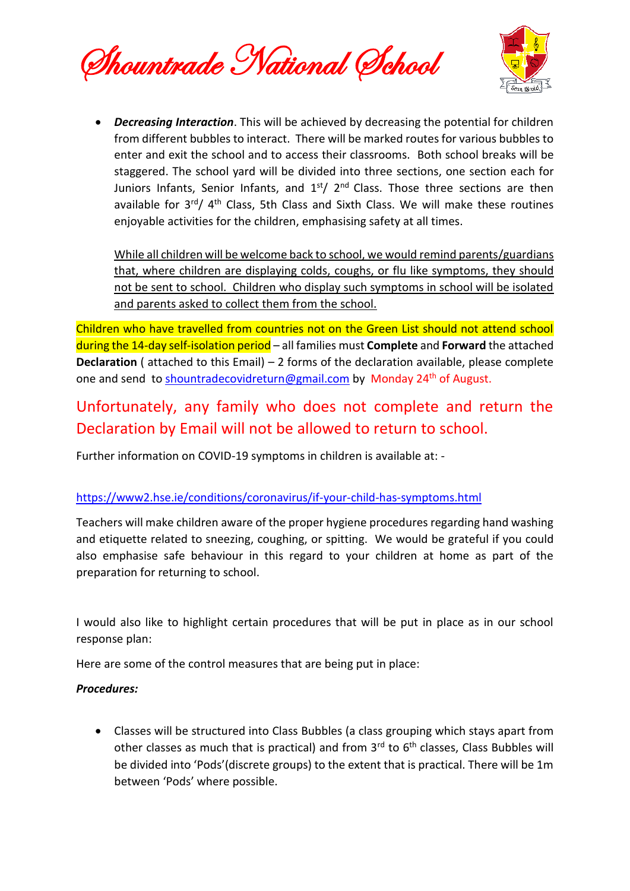- ***Decreasing Interaction***. This will be achieved by decreasing the potential for children from different bubbles to interact. There will be marked routes for various bubbles to enter and exit the school and to access their classrooms. Both school breaks will be staggered. The school yard will be divided into three sections, one section each for Juniors Infants, Senior Infants, and 1st/ 2nd Class. Those three sections are then available for 3rd/ 4th Class, 5th Class and Sixth Class. We will make these routines enjoyable activities for the children, emphasising safety at all times.

  <u>While all children will be welcome back to school, we would remind parents/guardians that, where children are displaying colds, coughs, or flu like symptoms, they should not be sent to school. Children who display such symptoms in school will be isolated and parents asked to collect them from the school.</u>

Children who have travelled from countries not on the Green List should not attend school during the 14-day self-isolation period – all families must **Complete** and **Forward** the attached **Declaration** ( attached to this Email) – 2 forms of the declaration available, please complete one and send to shountradecovidreturn@gmail.com by Monday 24th of August.

## Unfortunately, any family who does not complete and return the Declaration by Email will not be allowed to return to school.

Further information on COVID-19 symptoms in children is available at: -

https://www2.hse.ie/conditions/coronavirus/if-your-child-has-symptoms.html

Teachers will make children aware of the proper hygiene procedures regarding hand washing and etiquette related to sneezing, coughing, or spitting. We would be grateful if you could also emphasise safe behaviour in this regard to your children at home as part of the preparation for returning to school.

I would also like to highlight certain procedures that will be put in place as in our school response plan:

Here are some of the control measures that are being put in place:

***Procedures:***

- Classes will be structured into Class Bubbles (a class grouping which stays apart from other classes as much that is practical) and from 3rd to 6th classes, Class Bubbles will be divided into 'Pods'(discrete groups) to the extent that is practical. There will be 1m between 'Pods' where possible.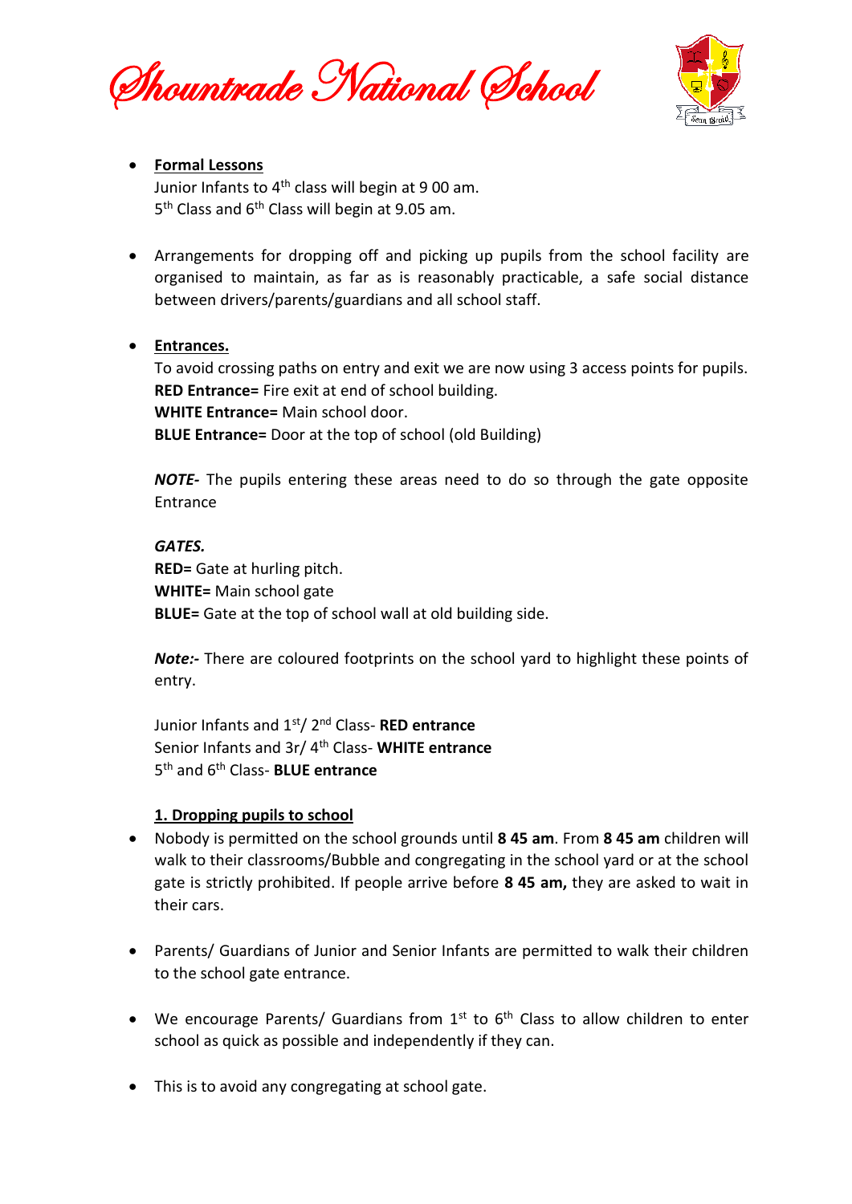- **Formal Lessons**
  Junior Infants to 4th class will begin at 9 00 am.
  5th Class and 6th Class will begin at 9.05 am.

- Arrangements for dropping off and picking up pupils from the school facility are organised to maintain, as far as is reasonably practicable, a safe social distance between drivers/parents/guardians and all school staff.

- **Entrances.**
  To avoid crossing paths on entry and exit we are now using 3 access points for pupils.
  **RED Entrance=** Fire exit at end of school building.
  **WHITE Entrance=** Main school door.
  **BLUE Entrance=** Door at the top of school (old Building)

  ***NOTE-*** The pupils entering these areas need to do so through the gate opposite Entrance

  ***GATES.***
  **RED=** Gate at hurling pitch.
  **WHITE=** Main school gate
  **BLUE=** Gate at the top of school wall at old building side.

  ***Note:-*** There are coloured footprints on the school yard to highlight these points of entry.

  Junior Infants and 1st/ 2nd Class- **RED entrance**
  Senior Infants and 3r/ 4th Class- **WHITE entrance**
  5th and 6th Class- **BLUE entrance**

  **1. Dropping pupils to school**

- Nobody is permitted on the school grounds until **8 45 am**. From **8 45 am** children will walk to their classrooms/Bubble and congregating in the school yard or at the school gate is strictly prohibited. If people arrive before **8 45 am,** they are asked to wait in their cars.

- Parents/ Guardians of Junior and Senior Infants are permitted to walk their children to the school gate entrance.

- We encourage Parents/ Guardians from 1st to 6th Class to allow children to enter school as quick as possible and independently if they can.

- This is to avoid any congregating at school gate.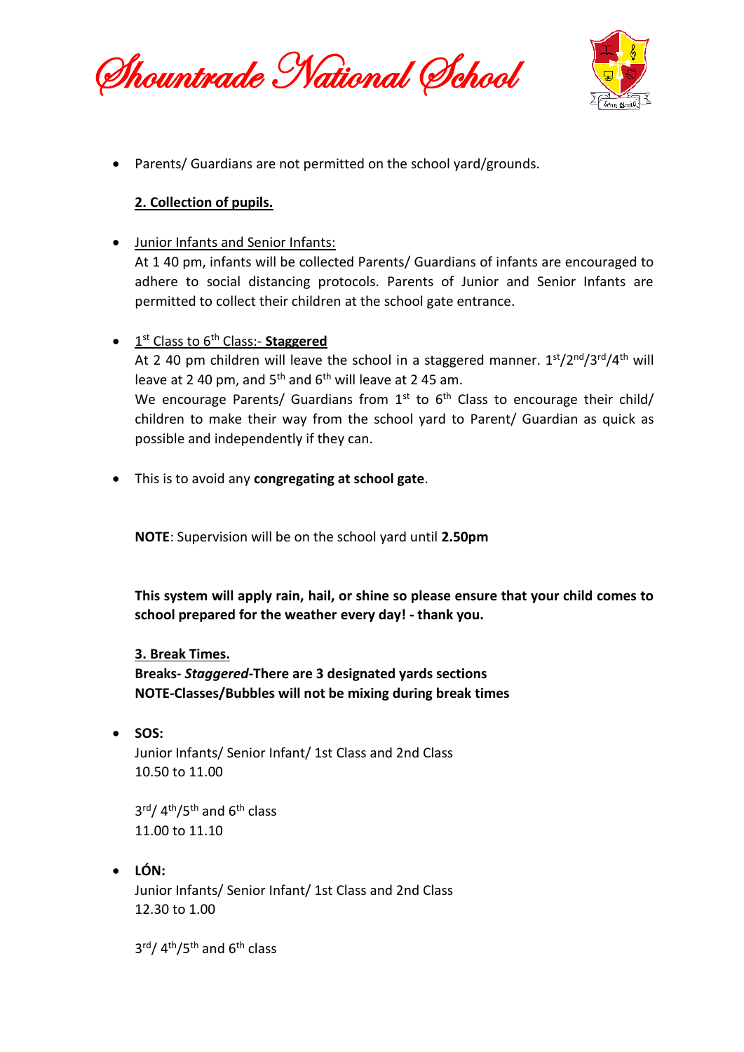- Parents/ Guardians are not permitted on the school yard/grounds.

**2. Collection of pupils.**

- Junior Infants and Senior Infants:
  At 1 40 pm, infants will be collected Parents/ Guardians of infants are encouraged to adhere to social distancing protocols. Parents of Junior and Senior Infants are permitted to collect their children at the school gate entrance.

- 1st Class to 6th Class:- **Staggered**
  At 2 40 pm children will leave the school in a staggered manner. 1st/2nd/3rd/4th will leave at 2 40 pm, and 5th and 6th will leave at 2 45 am.
  We encourage Parents/ Guardians from 1st to 6th Class to encourage their child/ children to make their way from the school yard to Parent/ Guardian as quick as possible and independently if they can.

- This is to avoid any **congregating at school gate**.

**NOTE**: Supervision will be on the school yard until **2.50pm**

**This system will apply rain, hail, or shine so please ensure that your child comes to school prepared for the weather every day! - thank you.**

**3. Break Times.**

**Breaks- *Staggered*-There are 3 designated yards sections**
**NOTE-Classes/Bubbles will not be mixing during break times**

- **SOS:**
  Junior Infants/ Senior Infant/ 1st Class and 2nd Class
  10.50 to 11.00

  3rd/ 4th/5th and 6th class
  11.00 to 11.10

- **LÓN:**
  Junior Infants/ Senior Infant/ 1st Class and 2nd Class
  12.30 to 1.00

  3rd/ 4th/5th and 6th class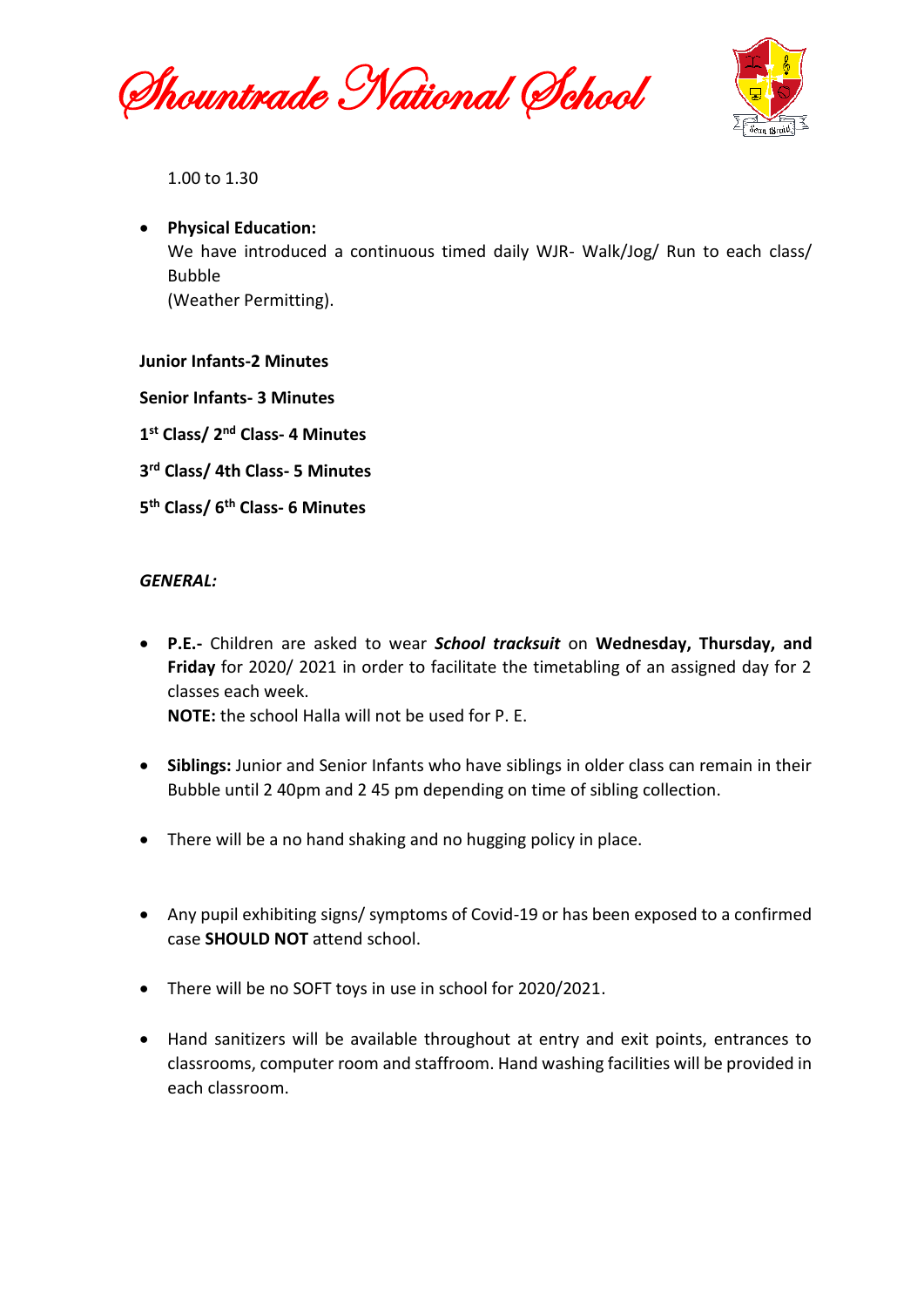1.00 to 1.30

- **Physical Education:**
  We have introduced a continuous timed daily WJR- Walk/Jog/ Run to each class/ Bubble
  (Weather Permitting).

**Junior Infants-2 Minutes**

**Senior Infants- 3 Minutes**

**1st Class/ 2nd Class- 4 Minutes**

**3rd Class/ 4th Class- 5 Minutes**

**5th Class/ 6th Class- 6 Minutes**

***GENERAL:***

- **P.E.-** Children are asked to wear ***School tracksuit*** on **Wednesday, Thursday, and Friday** for 2020/ 2021 in order to facilitate the timetabling of an assigned day for 2 classes each week.
  **NOTE:** the school Halla will not be used for P. E.

- **Siblings:** Junior and Senior Infants who have siblings in older class can remain in their Bubble until 2 40pm and 2 45 pm depending on time of sibling collection.

- There will be a no hand shaking and no hugging policy in place.

- Any pupil exhibiting signs/ symptoms of Covid-19 or has been exposed to a confirmed case **SHOULD NOT** attend school.

- There will be no SOFT toys in use in school for 2020/2021.

- Hand sanitizers will be available throughout at entry and exit points, entrances to classrooms, computer room and staffroom. Hand washing facilities will be provided in each classroom.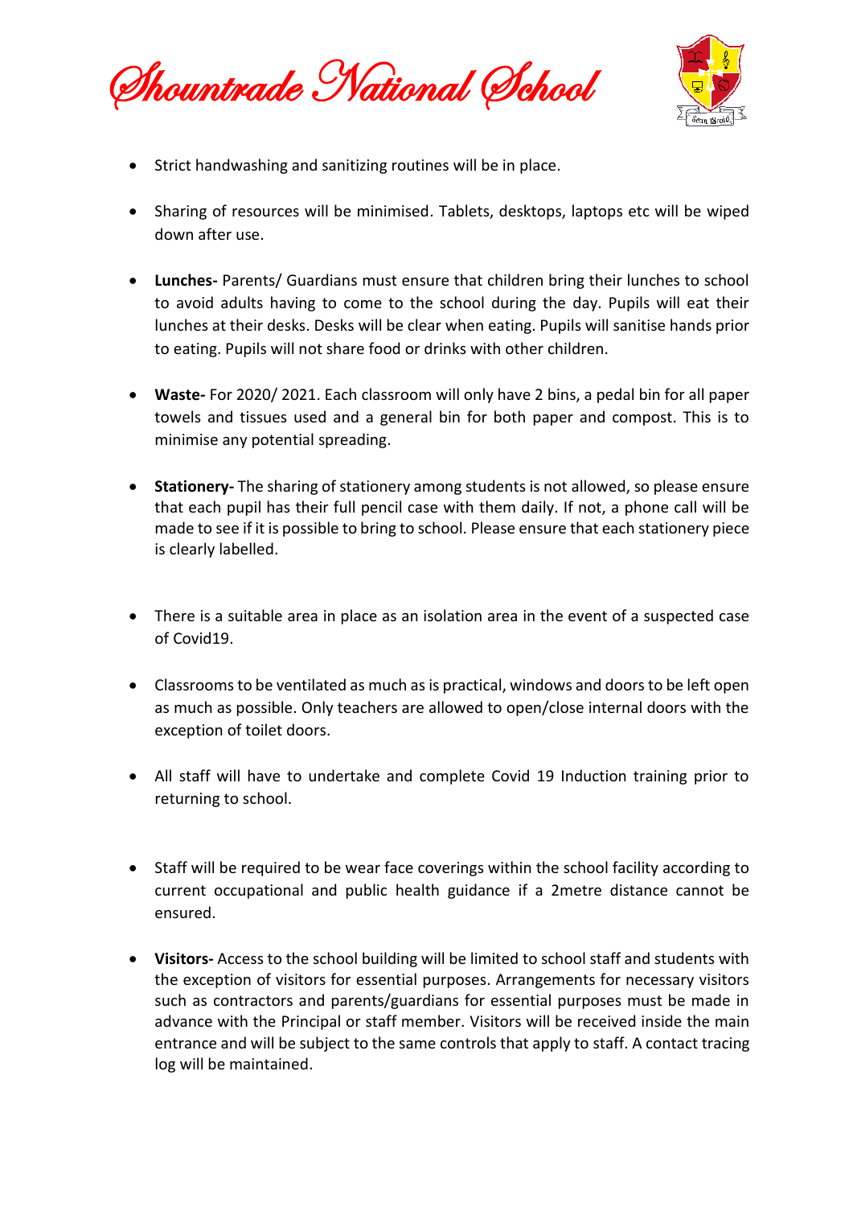- Strict handwashing and sanitizing routines will be in place.

- Sharing of resources will be minimised. Tablets, desktops, laptops etc will be wiped down after use.

- **Lunches-** Parents/ Guardians must ensure that children bring their lunches to school to avoid adults having to come to the school during the day. Pupils will eat their lunches at their desks. Desks will be clear when eating. Pupils will sanitise hands prior to eating. Pupils will not share food or drinks with other children.

- **Waste-** For 2020/ 2021. Each classroom will only have 2 bins, a pedal bin for all paper towels and tissues used and a general bin for both paper and compost. This is to minimise any potential spreading.

- **Stationery-** The sharing of stationery among students is not allowed, so please ensure that each pupil has their full pencil case with them daily. If not, a phone call will be made to see if it is possible to bring to school. Please ensure that each stationery piece is clearly labelled.

- There is a suitable area in place as an isolation area in the event of a suspected case of Covid19.

- Classrooms to be ventilated as much as is practical, windows and doors to be left open as much as possible. Only teachers are allowed to open/close internal doors with the exception of toilet doors.

- All staff will have to undertake and complete Covid 19 Induction training prior to returning to school.

- Staff will be required to be wear face coverings within the school facility according to current occupational and public health guidance if a 2metre distance cannot be ensured.

- **Visitors-** Access to the school building will be limited to school staff and students with the exception of visitors for essential purposes. Arrangements for necessary visitors such as contractors and parents/guardians for essential purposes must be made in advance with the Principal or staff member. Visitors will be received inside the main entrance and will be subject to the same controls that apply to staff. A contact tracing log will be maintained.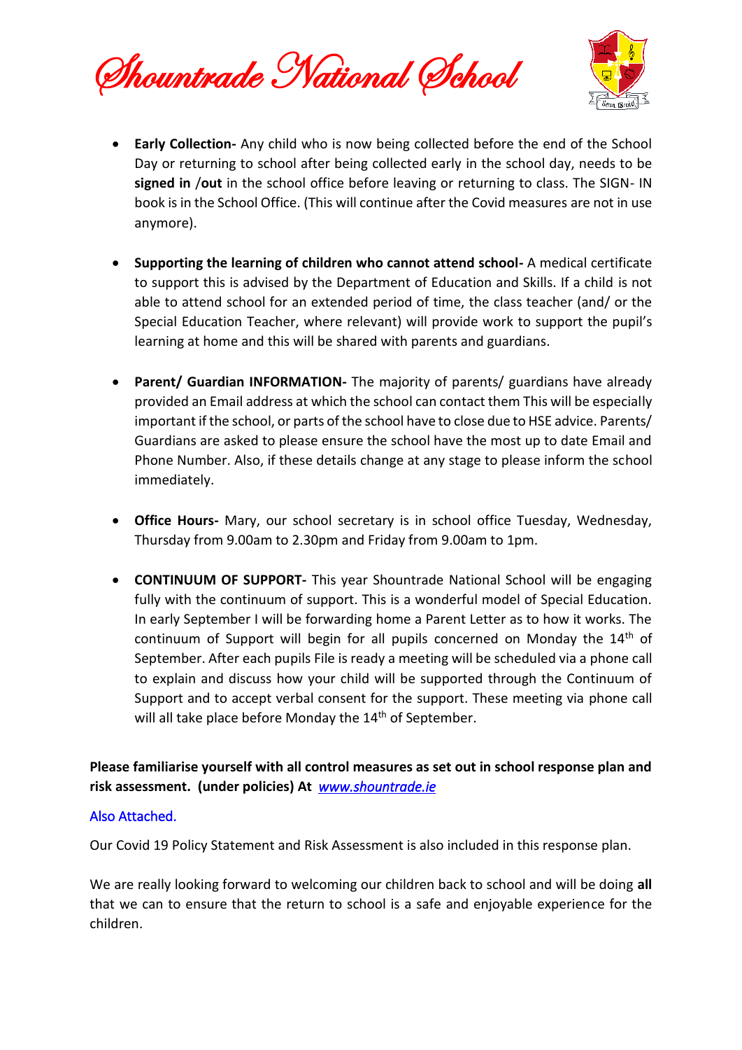- **Early Collection-** Any child who is now being collected before the end of the School Day or returning to school after being collected early in the school day, needs to be **signed in** /**out** in the school office before leaving or returning to class. The SIGN- IN book is in the School Office. (This will continue after the Covid measures are not in use anymore).

- **Supporting the learning of children who cannot attend school-** A medical certificate to support this is advised by the Department of Education and Skills. If a child is not able to attend school for an extended period of time, the class teacher (and/ or the Special Education Teacher, where relevant) will provide work to support the pupil's learning at home and this will be shared with parents and guardians.

- **Parent/ Guardian INFORMATION-** The majority of parents/ guardians have already provided an Email address at which the school can contact them This will be especially important if the school, or parts of the school have to close due to HSE advice. Parents/ Guardians are asked to please ensure the school have the most up to date Email and Phone Number. Also, if these details change at any stage to please inform the school immediately.

- **Office Hours-** Mary, our school secretary is in school office Tuesday, Wednesday, Thursday from 9.00am to 2.30pm and Friday from 9.00am to 1pm.

- **CONTINUUM OF SUPPORT-** This year Shountrade National School will be engaging fully with the continuum of support. This is a wonderful model of Special Education. In early September I will be forwarding home a Parent Letter as to how it works. The continuum of Support will begin for all pupils concerned on Monday the 14th of September. After each pupils File is ready a meeting will be scheduled via a phone call to explain and discuss how your child will be supported through the Continuum of Support and to accept verbal consent for the support. These meeting via phone call will all take place before Monday the 14th of September.

**Please familiarise yourself with all control measures as set out in school response plan and risk assessment. (under policies) At** *www.shountrade.ie*

Also Attached.

Our Covid 19 Policy Statement and Risk Assessment is also included in this response plan.

We are really looking forward to welcoming our children back to school and will be doing **all** that we can to ensure that the return to school is a safe and enjoyable experience for the children.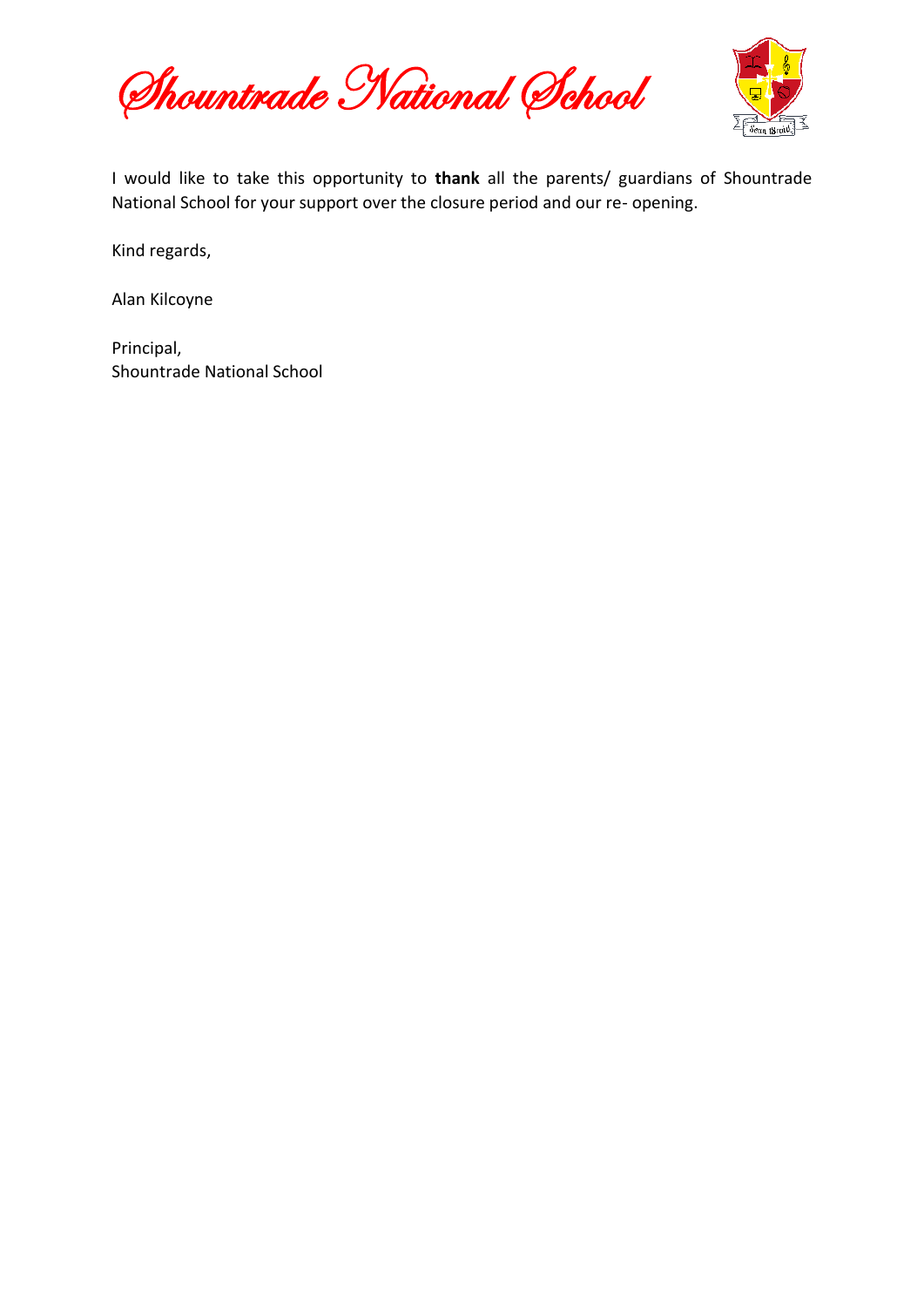# Shountrade National School

I would like to take this opportunity to **thank** all the parents/ guardians of Shountrade National School for your support over the closure period and our re- opening.

Kind regards,

Alan Kilcoyne

Principal,
Shountrade National School